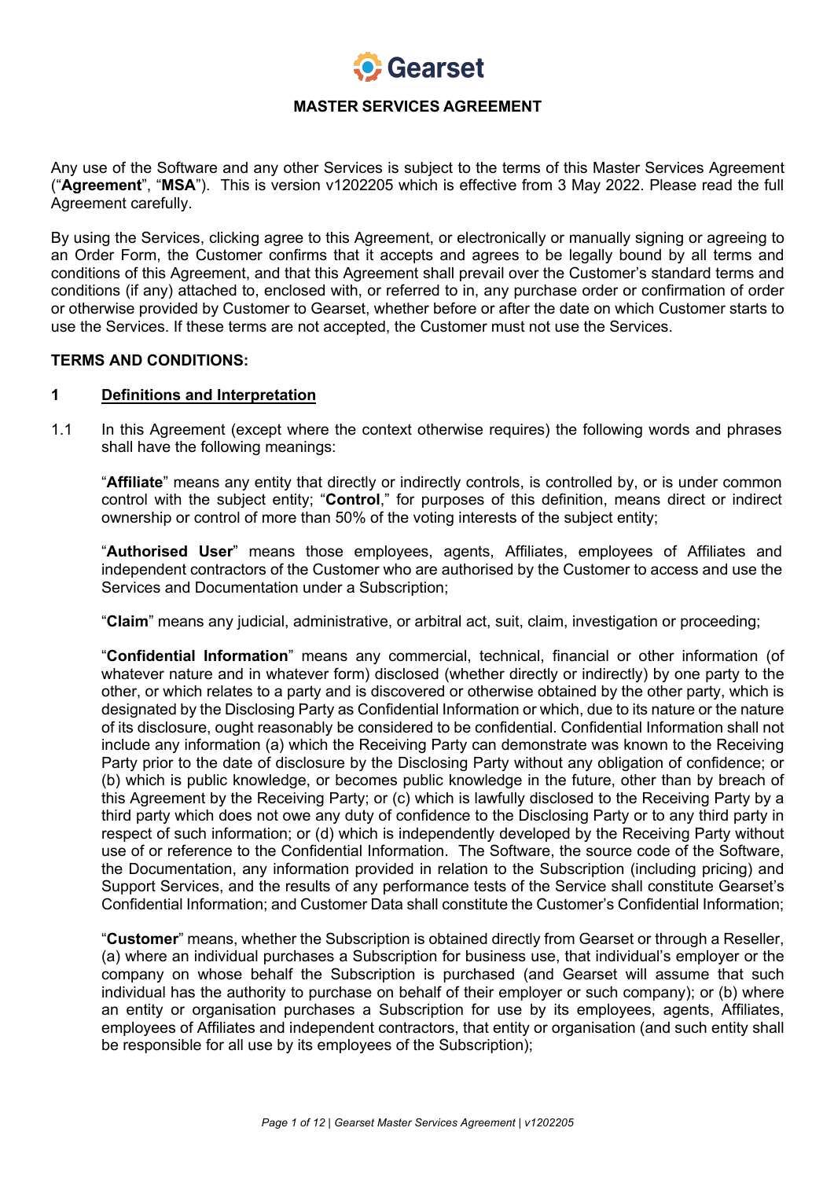Gearset

# MASTER SERVICES AGREEMENT

Any use of the Software and any other Services is subject to the terms of this Master Services Agreement ("**Agreement**", "**MSA**"). This is version v1202205 which is effective from 3 May 2022. Please read the full Agreement carefully.

By using the Services, clicking agree to this Agreement, or electronically or manually signing or agreeing to an Order Form, the Customer confirms that it accepts and agrees to be legally bound by all terms and conditions of this Agreement, and that this Agreement shall prevail over the Customer's standard terms and conditions (if any) attached to, enclosed with, or referred to in, any purchase order or confirmation of order or otherwise provided by Customer to Gearset, whether before or after the date on which Customer starts to use the Services. If these terms are not accepted, the Customer must not use the Services.

**TERMS AND CONDITIONS:**

## 1 Definitions and Interpretation

1.1 In this Agreement (except where the context otherwise requires) the following words and phrases shall have the following meanings:

"**Affiliate**" means any entity that directly or indirectly controls, is controlled by, or is under common control with the subject entity; "**Control**," for purposes of this definition, means direct or indirect ownership or control of more than 50% of the voting interests of the subject entity;

"**Authorised User**" means those employees, agents, Affiliates, employees of Affiliates and independent contractors of the Customer who are authorised by the Customer to access and use the Services and Documentation under a Subscription;

"**Claim**" means any judicial, administrative, or arbitral act, suit, claim, investigation or proceeding;

"**Confidential Information**" means any commercial, technical, financial or other information (of whatever nature and in whatever form) disclosed (whether directly or indirectly) by one party to the other, or which relates to a party and is discovered or otherwise obtained by the other party, which is designated by the Disclosing Party as Confidential Information or which, due to its nature or the nature of its disclosure, ought reasonably be considered to be confidential. Confidential Information shall not include any information (a) which the Receiving Party can demonstrate was known to the Receiving Party prior to the date of disclosure by the Disclosing Party without any obligation of confidence; or (b) which is public knowledge, or becomes public knowledge in the future, other than by breach of this Agreement by the Receiving Party; or (c) which is lawfully disclosed to the Receiving Party by a third party which does not owe any duty of confidence to the Disclosing Party or to any third party in respect of such information; or (d) which is independently developed by the Receiving Party without use of or reference to the Confidential Information. The Software, the source code of the Software, the Documentation, any information provided in relation to the Subscription (including pricing) and Support Services, and the results of any performance tests of the Service shall constitute Gearset's Confidential Information; and Customer Data shall constitute the Customer's Confidential Information;

"**Customer**" means, whether the Subscription is obtained directly from Gearset or through a Reseller, (a) where an individual purchases a Subscription for business use, that individual's employer or the company on whose behalf the Subscription is purchased (and Gearset will assume that such individual has the authority to purchase on behalf of their employer or such company); or (b) where an entity or organisation purchases a Subscription for use by its employees, agents, Affiliates, employees of Affiliates and independent contractors, that entity or organisation (and such entity shall be responsible for all use by its employees of the Subscription);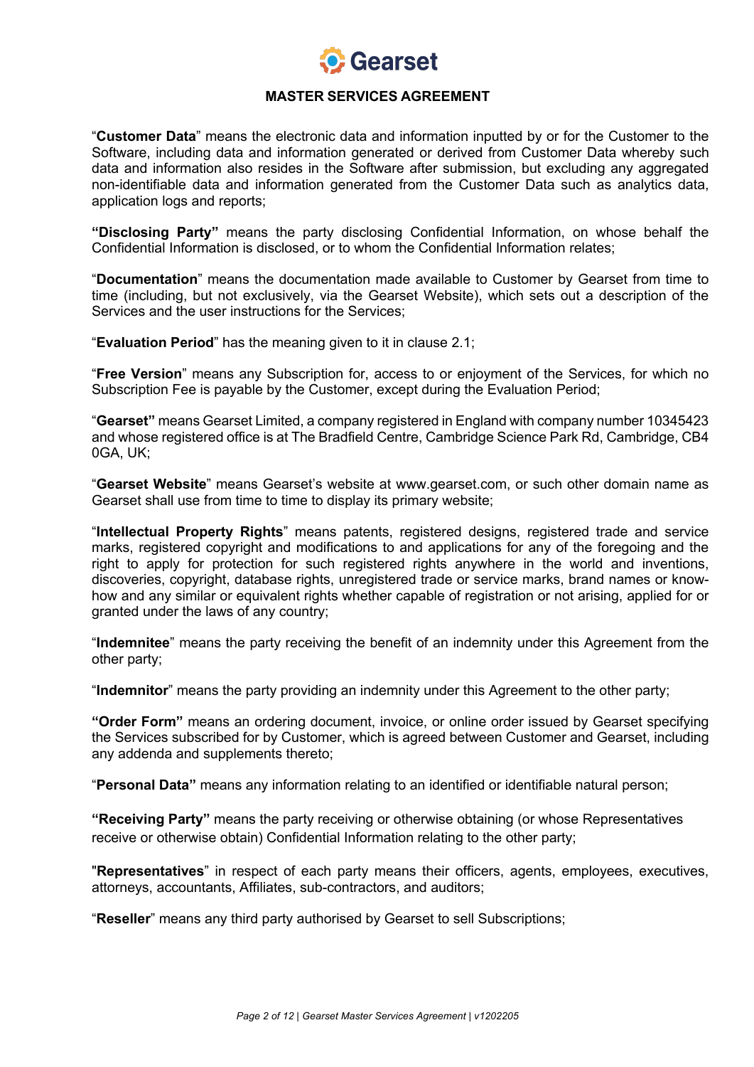**MASTER SERVICES AGREEMENT**

"**Customer Data**" means the electronic data and information inputted by or for the Customer to the Software, including data and information generated or derived from Customer Data whereby such data and information also resides in the Software after submission, but excluding any aggregated non-identifiable data and information generated from the Customer Data such as analytics data, application logs and reports;

**"Disclosing Party"** means the party disclosing Confidential Information, on whose behalf the Confidential Information is disclosed, or to whom the Confidential Information relates;

"**Documentation**" means the documentation made available to Customer by Gearset from time to time (including, but not exclusively, via the Gearset Website), which sets out a description of the Services and the user instructions for the Services;

"**Evaluation Period**" has the meaning given to it in clause 2.1;

"**Free Version**" means any Subscription for, access to or enjoyment of the Services, for which no Subscription Fee is payable by the Customer, except during the Evaluation Period;

"**Gearset"** means Gearset Limited, a company registered in England with company number 10345423 and whose registered office is at The Bradfield Centre, Cambridge Science Park Rd, Cambridge, CB4 0GA, UK;

"**Gearset Website**" means Gearset's website at www.gearset.com, or such other domain name as Gearset shall use from time to time to display its primary website;

"**Intellectual Property Rights**" means patents, registered designs, registered trade and service marks, registered copyright and modifications to and applications for any of the foregoing and the right to apply for protection for such registered rights anywhere in the world and inventions, discoveries, copyright, database rights, unregistered trade or service marks, brand names or know-how and any similar or equivalent rights whether capable of registration or not arising, applied for or granted under the laws of any country;

"**Indemnitee**" means the party receiving the benefit of an indemnity under this Agreement from the other party;

"**Indemnitor**" means the party providing an indemnity under this Agreement to the other party;

**"Order Form"** means an ordering document, invoice, or online order issued by Gearset specifying the Services subscribed for by Customer, which is agreed between Customer and Gearset, including any addenda and supplements thereto;

"**Personal Data"** means any information relating to an identified or identifiable natural person;

**"Receiving Party"** means the party receiving or otherwise obtaining (or whose Representatives receive or otherwise obtain) Confidential Information relating to the other party;

"**Representatives**" in respect of each party means their officers, agents, employees, executives, attorneys, accountants, Affiliates, sub-contractors, and auditors;

"**Reseller**" means any third party authorised by Gearset to sell Subscriptions;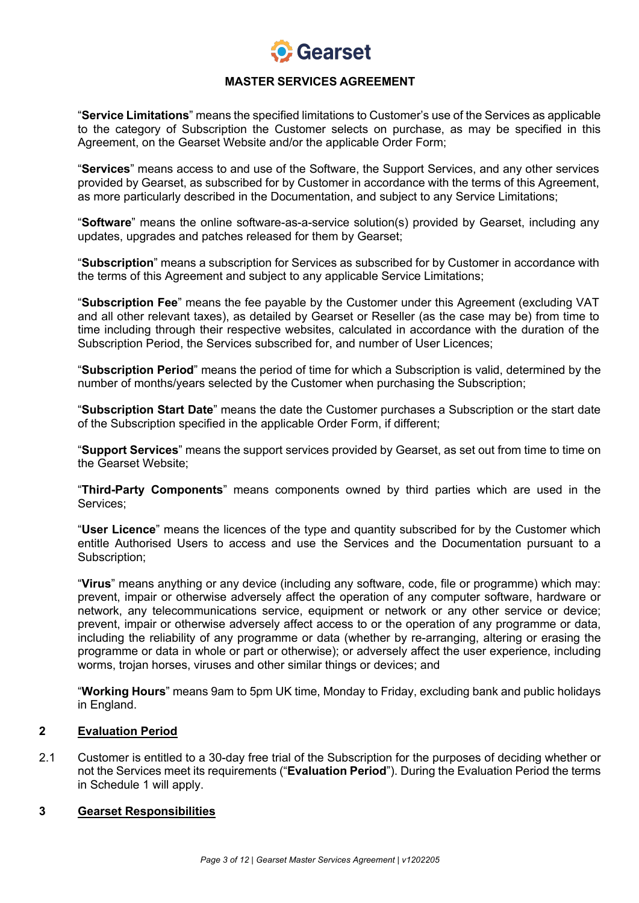"**Service Limitations**" means the specified limitations to Customer's use of the Services as applicable to the category of Subscription the Customer selects on purchase, as may be specified in this Agreement, on the Gearset Website and/or the applicable Order Form;

"**Services**" means access to and use of the Software, the Support Services, and any other services provided by Gearset, as subscribed for by Customer in accordance with the terms of this Agreement, as more particularly described in the Documentation, and subject to any Service Limitations;

"**Software**" means the online software-as-a-service solution(s) provided by Gearset, including any updates, upgrades and patches released for them by Gearset;

"**Subscription**" means a subscription for Services as subscribed for by Customer in accordance with the terms of this Agreement and subject to any applicable Service Limitations;

"**Subscription Fee**" means the fee payable by the Customer under this Agreement (excluding VAT and all other relevant taxes), as detailed by Gearset or Reseller (as the case may be) from time to time including through their respective websites, calculated in accordance with the duration of the Subscription Period, the Services subscribed for, and number of User Licences;

"**Subscription Period**" means the period of time for which a Subscription is valid, determined by the number of months/years selected by the Customer when purchasing the Subscription;

"**Subscription Start Date**" means the date the Customer purchases a Subscription or the start date of the Subscription specified in the applicable Order Form, if different;

"**Support Services**" means the support services provided by Gearset, as set out from time to time on the Gearset Website;

"**Third-Party Components**" means components owned by third parties which are used in the Services;

"**User Licence**" means the licences of the type and quantity subscribed for by the Customer which entitle Authorised Users to access and use the Services and the Documentation pursuant to a Subscription;

"**Virus**" means anything or any device (including any software, code, file or programme) which may: prevent, impair or otherwise adversely affect the operation of any computer software, hardware or network, any telecommunications service, equipment or network or any other service or device; prevent, impair or otherwise adversely affect access to or the operation of any programme or data, including the reliability of any programme or data (whether by re-arranging, altering or erasing the programme or data in whole or part or otherwise); or adversely affect the user experience, including worms, trojan horses, viruses and other similar things or devices; and

"**Working Hours**" means 9am to 5pm UK time, Monday to Friday, excluding bank and public holidays in England.

## 2 Evaluation Period

2.1 Customer is entitled to a 30-day free trial of the Subscription for the purposes of deciding whether or not the Services meet its requirements ("**Evaluation Period**"). During the Evaluation Period the terms in Schedule 1 will apply.

## 3 Gearset Responsibilities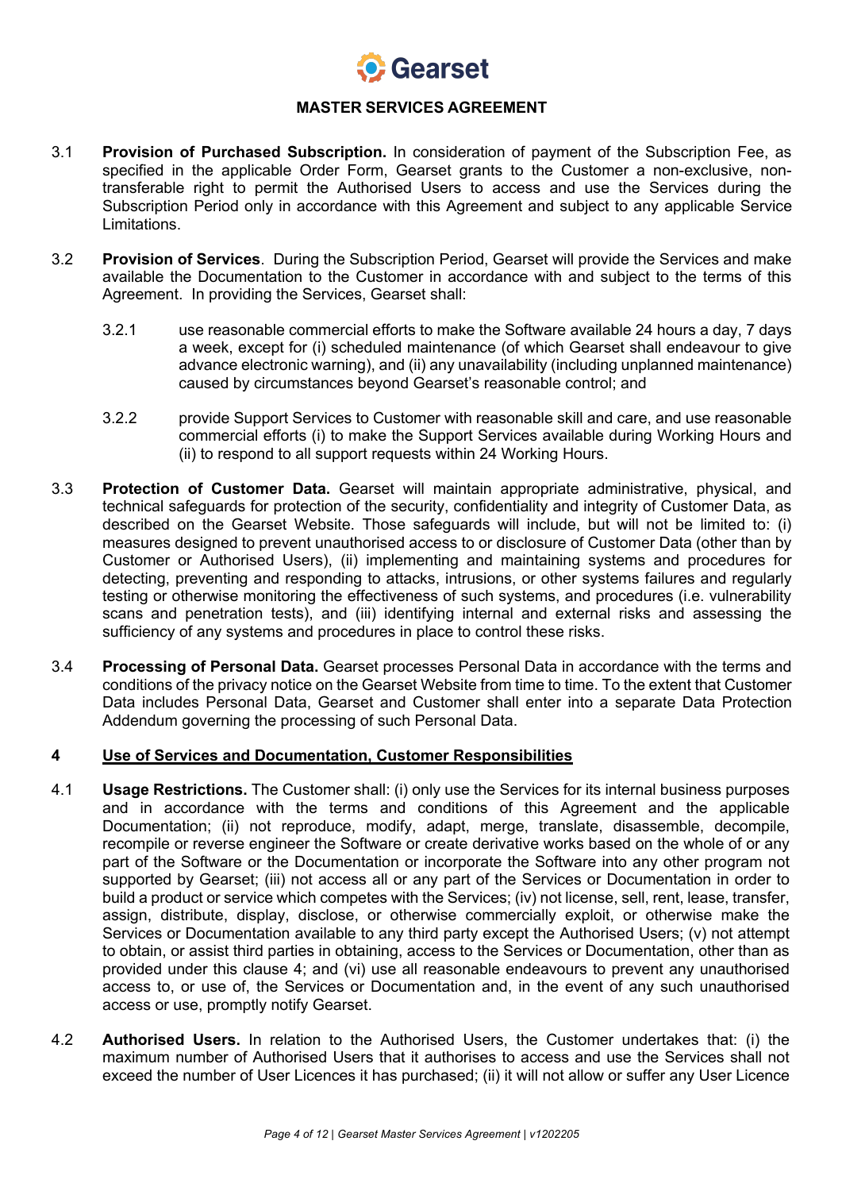**MASTER SERVICES AGREEMENT**

3.1 **Provision of Purchased Subscription.** In consideration of payment of the Subscription Fee, as specified in the applicable Order Form, Gearset grants to the Customer a non-exclusive, non-transferable right to permit the Authorised Users to access and use the Services during the Subscription Period only in accordance with this Agreement and subject to any applicable Service Limitations.

3.2 **Provision of Services**. During the Subscription Period, Gearset will provide the Services and make available the Documentation to the Customer in accordance with and subject to the terms of this Agreement. In providing the Services, Gearset shall:

3.2.1 use reasonable commercial efforts to make the Software available 24 hours a day, 7 days a week, except for (i) scheduled maintenance (of which Gearset shall endeavour to give advance electronic warning), and (ii) any unavailability (including unplanned maintenance) caused by circumstances beyond Gearset's reasonable control; and

3.2.2 provide Support Services to Customer with reasonable skill and care, and use reasonable commercial efforts (i) to make the Support Services available during Working Hours and (ii) to respond to all support requests within 24 Working Hours.

3.3 **Protection of Customer Data.** Gearset will maintain appropriate administrative, physical, and technical safeguards for protection of the security, confidentiality and integrity of Customer Data, as described on the Gearset Website. Those safeguards will include, but will not be limited to: (i) measures designed to prevent unauthorised access to or disclosure of Customer Data (other than by Customer or Authorised Users), (ii) implementing and maintaining systems and procedures for detecting, preventing and responding to attacks, intrusions, or other systems failures and regularly testing or otherwise monitoring the effectiveness of such systems, and procedures (i.e. vulnerability scans and penetration tests), and (iii) identifying internal and external risks and assessing the sufficiency of any systems and procedures in place to control these risks.

3.4 **Processing of Personal Data.** Gearset processes Personal Data in accordance with the terms and conditions of the privacy notice on the Gearset Website from time to time. To the extent that Customer Data includes Personal Data, Gearset and Customer shall enter into a separate Data Protection Addendum governing the processing of such Personal Data.

## 4 Use of Services and Documentation, Customer Responsibilities

4.1 **Usage Restrictions.** The Customer shall: (i) only use the Services for its internal business purposes and in accordance with the terms and conditions of this Agreement and the applicable Documentation; (ii) not reproduce, modify, adapt, merge, translate, disassemble, decompile, recompile or reverse engineer the Software or create derivative works based on the whole of or any part of the Software or the Documentation or incorporate the Software into any other program not supported by Gearset; (iii) not access all or any part of the Services or Documentation in order to build a product or service which competes with the Services; (iv) not license, sell, rent, lease, transfer, assign, distribute, display, disclose, or otherwise commercially exploit, or otherwise make the Services or Documentation available to any third party except the Authorised Users; (v) not attempt to obtain, or assist third parties in obtaining, access to the Services or Documentation, other than as provided under this clause 4; and (vi) use all reasonable endeavours to prevent any unauthorised access to, or use of, the Services or Documentation and, in the event of any such unauthorised access or use, promptly notify Gearset.

4.2 **Authorised Users.** In relation to the Authorised Users, the Customer undertakes that: (i) the maximum number of Authorised Users that it authorises to access and use the Services shall not exceed the number of User Licences it has purchased; (ii) it will not allow or suffer any User Licence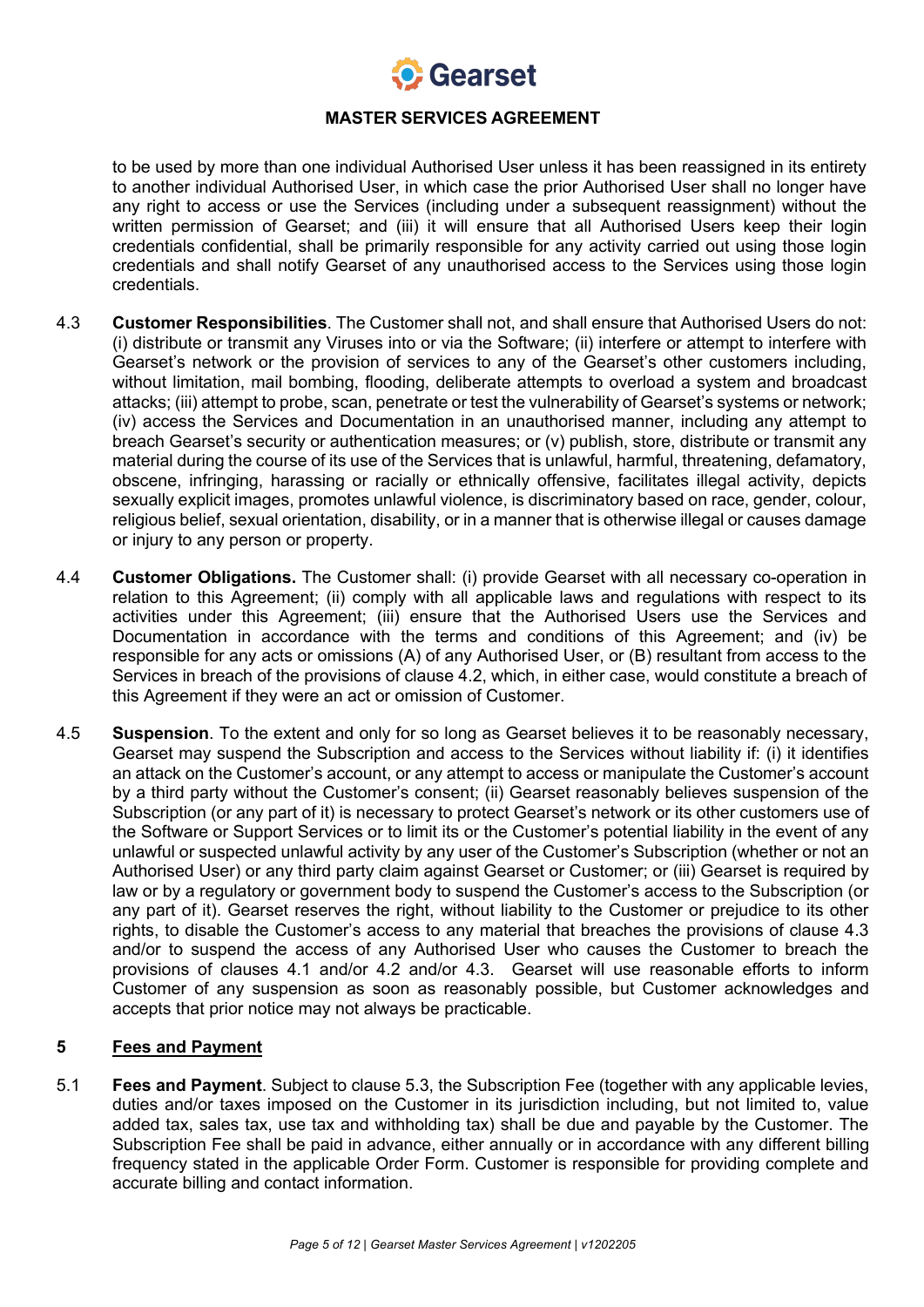to be used by more than one individual Authorised User unless it has been reassigned in its entirety to another individual Authorised User, in which case the prior Authorised User shall no longer have any right to access or use the Services (including under a subsequent reassignment) without the written permission of Gearset; and (iii) it will ensure that all Authorised Users keep their login credentials confidential, shall be primarily responsible for any activity carried out using those login credentials and shall notify Gearset of any unauthorised access to the Services using those login credentials.

4.3 **Customer Responsibilities**. The Customer shall not, and shall ensure that Authorised Users do not: (i) distribute or transmit any Viruses into or via the Software; (ii) interfere or attempt to interfere with Gearset's network or the provision of services to any of the Gearset's other customers including, without limitation, mail bombing, flooding, deliberate attempts to overload a system and broadcast attacks; (iii) attempt to probe, scan, penetrate or test the vulnerability of Gearset's systems or network; (iv) access the Services and Documentation in an unauthorised manner, including any attempt to breach Gearset's security or authentication measures; or (v) publish, store, distribute or transmit any material during the course of its use of the Services that is unlawful, harmful, threatening, defamatory, obscene, infringing, harassing or racially or ethnically offensive, facilitates illegal activity, depicts sexually explicit images, promotes unlawful violence, is discriminatory based on race, gender, colour, religious belief, sexual orientation, disability, or in a manner that is otherwise illegal or causes damage or injury to any person or property.

4.4 **Customer Obligations.** The Customer shall: (i) provide Gearset with all necessary co-operation in relation to this Agreement; (ii) comply with all applicable laws and regulations with respect to its activities under this Agreement; (iii) ensure that the Authorised Users use the Services and Documentation in accordance with the terms and conditions of this Agreement; and (iv) be responsible for any acts or omissions (A) of any Authorised User, or (B) resultant from access to the Services in breach of the provisions of clause 4.2, which, in either case, would constitute a breach of this Agreement if they were an act or omission of Customer.

4.5 **Suspension**. To the extent and only for so long as Gearset believes it to be reasonably necessary, Gearset may suspend the Subscription and access to the Services without liability if: (i) it identifies an attack on the Customer's account, or any attempt to access or manipulate the Customer's account by a third party without the Customer's consent; (ii) Gearset reasonably believes suspension of the Subscription (or any part of it) is necessary to protect Gearset's network or its other customers use of the Software or Support Services or to limit its or the Customer's potential liability in the event of any unlawful or suspected unlawful activity by any user of the Customer's Subscription (whether or not an Authorised User) or any third party claim against Gearset or Customer; or (iii) Gearset is required by law or by a regulatory or government body to suspend the Customer's access to the Subscription (or any part of it). Gearset reserves the right, without liability to the Customer or prejudice to its other rights, to disable the Customer's access to any material that breaches the provisions of clause 4.3 and/or to suspend the access of any Authorised User who causes the Customer to breach the provisions of clauses 4.1 and/or 4.2 and/or 4.3. Gearset will use reasonable efforts to inform Customer of any suspension as soon as reasonably possible, but Customer acknowledges and accepts that prior notice may not always be practicable.

## 5 Fees and Payment

5.1 **Fees and Payment**. Subject to clause 5.3, the Subscription Fee (together with any applicable levies, duties and/or taxes imposed on the Customer in its jurisdiction including, but not limited to, value added tax, sales tax, use tax and withholding tax) shall be due and payable by the Customer. The Subscription Fee shall be paid in advance, either annually or in accordance with any different billing frequency stated in the applicable Order Form. Customer is responsible for providing complete and accurate billing and contact information.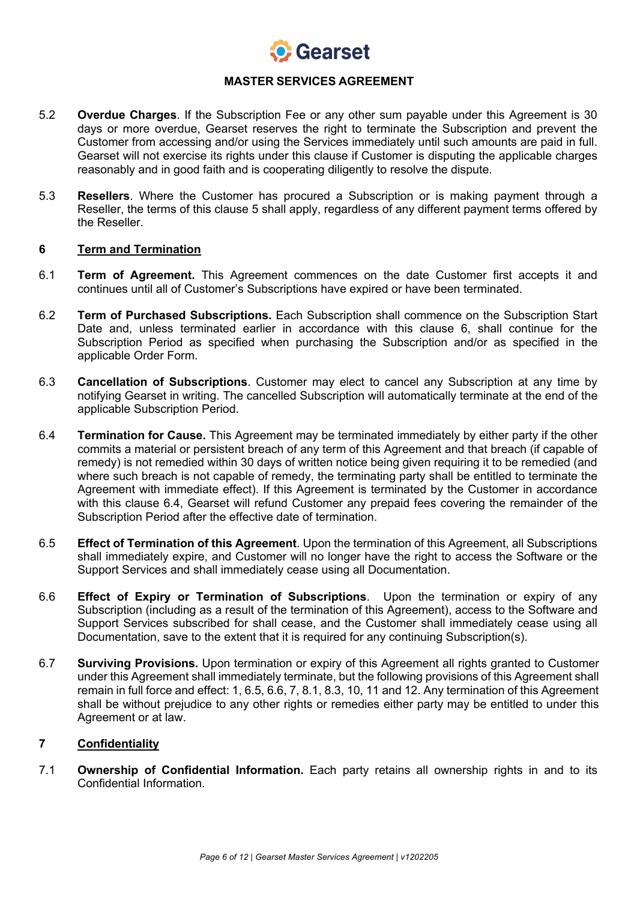**MASTER SERVICES AGREEMENT**

5.2 **Overdue Charges**. If the Subscription Fee or any other sum payable under this Agreement is 30 days or more overdue, Gearset reserves the right to terminate the Subscription and prevent the Customer from accessing and/or using the Services immediately until such amounts are paid in full. Gearset will not exercise its rights under this clause if Customer is disputing the applicable charges reasonably and in good faith and is cooperating diligently to resolve the dispute.

5.3 **Resellers**. Where the Customer has procured a Subscription or is making payment through a Reseller, the terms of this clause 5 shall apply, regardless of any different payment terms offered by the Reseller.

## 6 Term and Termination

6.1 **Term of Agreement.** This Agreement commences on the date Customer first accepts it and continues until all of Customer's Subscriptions have expired or have been terminated.

6.2 **Term of Purchased Subscriptions.** Each Subscription shall commence on the Subscription Start Date and, unless terminated earlier in accordance with this clause 6, shall continue for the Subscription Period as specified when purchasing the Subscription and/or as specified in the applicable Order Form.

6.3 **Cancellation of Subscriptions**. Customer may elect to cancel any Subscription at any time by notifying Gearset in writing. The cancelled Subscription will automatically terminate at the end of the applicable Subscription Period.

6.4 **Termination for Cause.** This Agreement may be terminated immediately by either party if the other commits a material or persistent breach of any term of this Agreement and that breach (if capable of remedy) is not remedied within 30 days of written notice being given requiring it to be remedied (and where such breach is not capable of remedy, the terminating party shall be entitled to terminate the Agreement with immediate effect). If this Agreement is terminated by the Customer in accordance with this clause 6.4, Gearset will refund Customer any prepaid fees covering the remainder of the Subscription Period after the effective date of termination.

6.5 **Effect of Termination of this Agreement**. Upon the termination of this Agreement, all Subscriptions shall immediately expire, and Customer will no longer have the right to access the Software or the Support Services and shall immediately cease using all Documentation.

6.6 **Effect of Expiry or Termination of Subscriptions**. Upon the termination or expiry of any Subscription (including as a result of the termination of this Agreement), access to the Software and Support Services subscribed for shall cease, and the Customer shall immediately cease using all Documentation, save to the extent that it is required for any continuing Subscription(s).

6.7 **Surviving Provisions.** Upon termination or expiry of this Agreement all rights granted to Customer under this Agreement shall immediately terminate, but the following provisions of this Agreement shall remain in full force and effect: 1, 6.5, 6.6, 7, 8.1, 8.3, 10, 11 and 12. Any termination of this Agreement shall be without prejudice to any other rights or remedies either party may be entitled to under this Agreement or at law.

## 7 Confidentiality

7.1 **Ownership of Confidential Information.** Each party retains all ownership rights in and to its Confidential Information.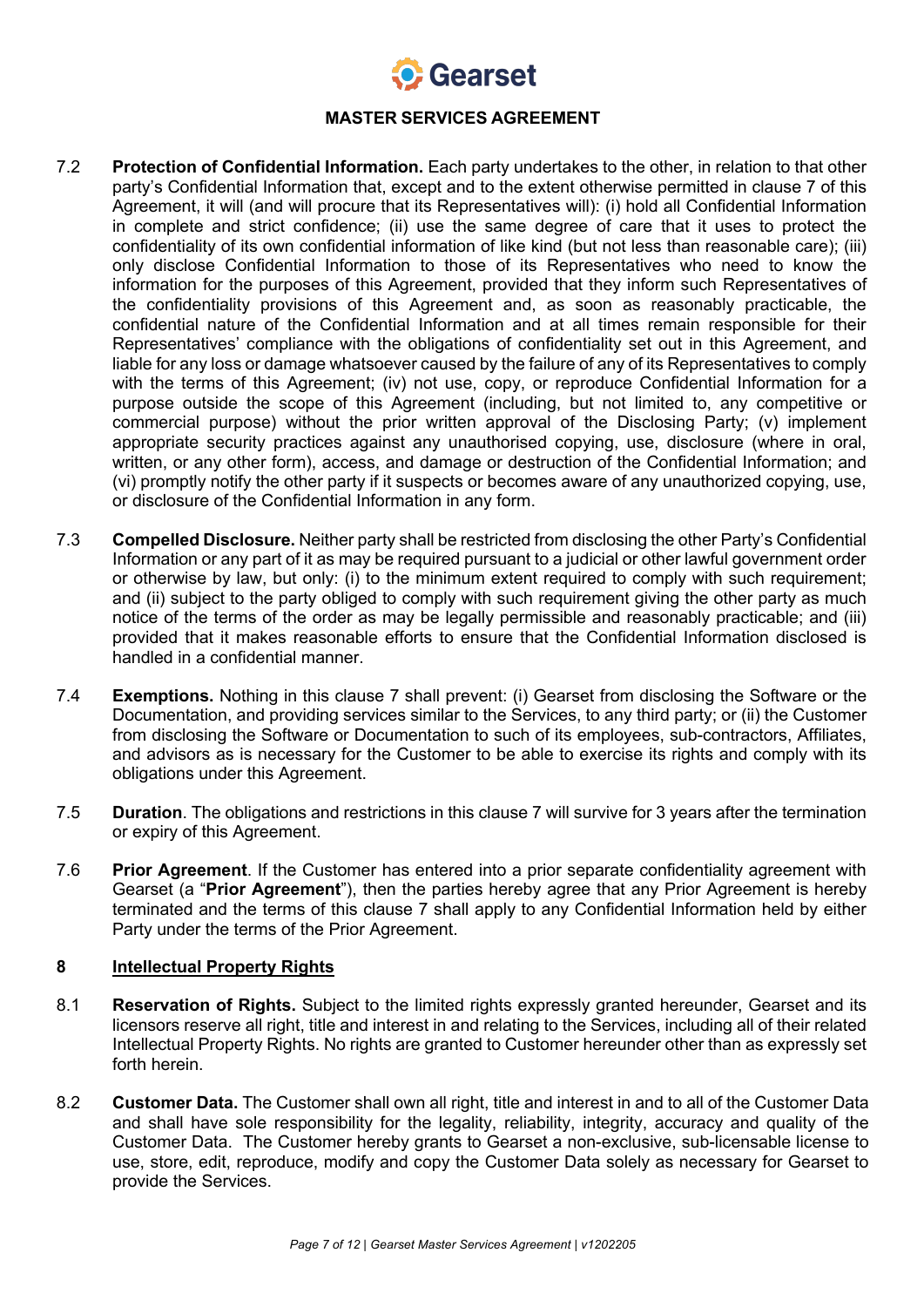7.2 **Protection of Confidential Information.** Each party undertakes to the other, in relation to that other party's Confidential Information that, except and to the extent otherwise permitted in clause 7 of this Agreement, it will (and will procure that its Representatives will): (i) hold all Confidential Information in complete and strict confidence; (ii) use the same degree of care that it uses to protect the confidentiality of its own confidential information of like kind (but not less than reasonable care); (iii) only disclose Confidential Information to those of its Representatives who need to know the information for the purposes of this Agreement, provided that they inform such Representatives of the confidentiality provisions of this Agreement and, as soon as reasonably practicable, the confidential nature of the Confidential Information and at all times remain responsible for their Representatives' compliance with the obligations of confidentiality set out in this Agreement, and liable for any loss or damage whatsoever caused by the failure of any of its Representatives to comply with the terms of this Agreement; (iv) not use, copy, or reproduce Confidential Information for a purpose outside the scope of this Agreement (including, but not limited to, any competitive or commercial purpose) without the prior written approval of the Disclosing Party; (v) implement appropriate security practices against any unauthorised copying, use, disclosure (where in oral, written, or any other form), access, and damage or destruction of the Confidential Information; and (vi) promptly notify the other party if it suspects or becomes aware of any unauthorized copying, use, or disclosure of the Confidential Information in any form.

7.3 **Compelled Disclosure.** Neither party shall be restricted from disclosing the other Party's Confidential Information or any part of it as may be required pursuant to a judicial or other lawful government order or otherwise by law, but only: (i) to the minimum extent required to comply with such requirement; and (ii) subject to the party obliged to comply with such requirement giving the other party as much notice of the terms of the order as may be legally permissible and reasonably practicable; and (iii) provided that it makes reasonable efforts to ensure that the Confidential Information disclosed is handled in a confidential manner.

7.4 **Exemptions.** Nothing in this clause 7 shall prevent: (i) Gearset from disclosing the Software or the Documentation, and providing services similar to the Services, to any third party; or (ii) the Customer from disclosing the Software or Documentation to such of its employees, sub-contractors, Affiliates, and advisors as is necessary for the Customer to be able to exercise its rights and comply with its obligations under this Agreement.

7.5 **Duration**. The obligations and restrictions in this clause 7 will survive for 3 years after the termination or expiry of this Agreement.

7.6 **Prior Agreement**. If the Customer has entered into a prior separate confidentiality agreement with Gearset (a "**Prior Agreement**"), then the parties hereby agree that any Prior Agreement is hereby terminated and the terms of this clause 7 shall apply to any Confidential Information held by either Party under the terms of the Prior Agreement.

## 8 Intellectual Property Rights

8.1 **Reservation of Rights.** Subject to the limited rights expressly granted hereunder, Gearset and its licensors reserve all right, title and interest in and relating to the Services, including all of their related Intellectual Property Rights. No rights are granted to Customer hereunder other than as expressly set forth herein.

8.2 **Customer Data.** The Customer shall own all right, title and interest in and to all of the Customer Data and shall have sole responsibility for the legality, reliability, integrity, accuracy and quality of the Customer Data. The Customer hereby grants to Gearset a non-exclusive, sub-licensable license to use, store, edit, reproduce, modify and copy the Customer Data solely as necessary for Gearset to provide the Services.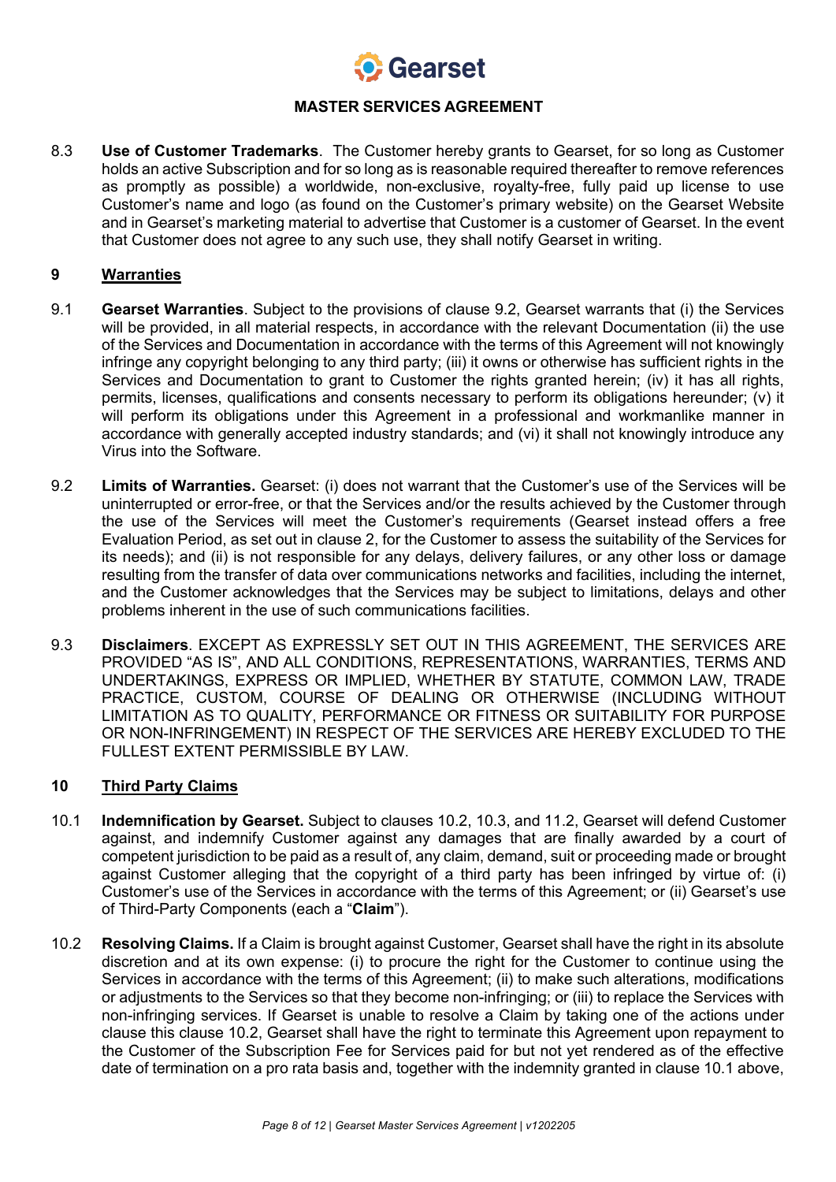8.3 **Use of Customer Trademarks**. The Customer hereby grants to Gearset, for so long as Customer holds an active Subscription and for so long as is reasonable required thereafter to remove references as promptly as possible) a worldwide, non-exclusive, royalty-free, fully paid up license to use Customer's name and logo (as found on the Customer's primary website) on the Gearset Website and in Gearset's marketing material to advertise that Customer is a customer of Gearset. In the event that Customer does not agree to any such use, they shall notify Gearset in writing.

## 9 Warranties

9.1 **Gearset Warranties**. Subject to the provisions of clause 9.2, Gearset warrants that (i) the Services will be provided, in all material respects, in accordance with the relevant Documentation (ii) the use of the Services and Documentation in accordance with the terms of this Agreement will not knowingly infringe any copyright belonging to any third party; (iii) it owns or otherwise has sufficient rights in the Services and Documentation to grant to Customer the rights granted herein; (iv) it has all rights, permits, licenses, qualifications and consents necessary to perform its obligations hereunder; (v) it will perform its obligations under this Agreement in a professional and workmanlike manner in accordance with generally accepted industry standards; and (vi) it shall not knowingly introduce any Virus into the Software.

9.2 **Limits of Warranties.** Gearset: (i) does not warrant that the Customer's use of the Services will be uninterrupted or error-free, or that the Services and/or the results achieved by the Customer through the use of the Services will meet the Customer's requirements (Gearset instead offers a free Evaluation Period, as set out in clause 2, for the Customer to assess the suitability of the Services for its needs); and (ii) is not responsible for any delays, delivery failures, or any other loss or damage resulting from the transfer of data over communications networks and facilities, including the internet, and the Customer acknowledges that the Services may be subject to limitations, delays and other problems inherent in the use of such communications facilities.

9.3 **Disclaimers**. EXCEPT AS EXPRESSLY SET OUT IN THIS AGREEMENT, THE SERVICES ARE PROVIDED "AS IS", AND ALL CONDITIONS, REPRESENTATIONS, WARRANTIES, TERMS AND UNDERTAKINGS, EXPRESS OR IMPLIED, WHETHER BY STATUTE, COMMON LAW, TRADE PRACTICE, CUSTOM, COURSE OF DEALING OR OTHERWISE (INCLUDING WITHOUT LIMITATION AS TO QUALITY, PERFORMANCE OR FITNESS OR SUITABILITY FOR PURPOSE OR NON-INFRINGEMENT) IN RESPECT OF THE SERVICES ARE HEREBY EXCLUDED TO THE FULLEST EXTENT PERMISSIBLE BY LAW.

## 10 Third Party Claims

10.1 **Indemnification by Gearset.** Subject to clauses 10.2, 10.3, and 11.2, Gearset will defend Customer against, and indemnify Customer against any damages that are finally awarded by a court of competent jurisdiction to be paid as a result of, any claim, demand, suit or proceeding made or brought against Customer alleging that the copyright of a third party has been infringed by virtue of: (i) Customer's use of the Services in accordance with the terms of this Agreement; or (ii) Gearset's use of Third-Party Components (each a "**Claim**").

10.2 **Resolving Claims.** If a Claim is brought against Customer, Gearset shall have the right in its absolute discretion and at its own expense: (i) to procure the right for the Customer to continue using the Services in accordance with the terms of this Agreement; (ii) to make such alterations, modifications or adjustments to the Services so that they become non-infringing; or (iii) to replace the Services with non-infringing services. If Gearset is unable to resolve a Claim by taking one of the actions under clause this clause 10.2, Gearset shall have the right to terminate this Agreement upon repayment to the Customer of the Subscription Fee for Services paid for but not yet rendered as of the effective date of termination on a pro rata basis and, together with the indemnity granted in clause 10.1 above,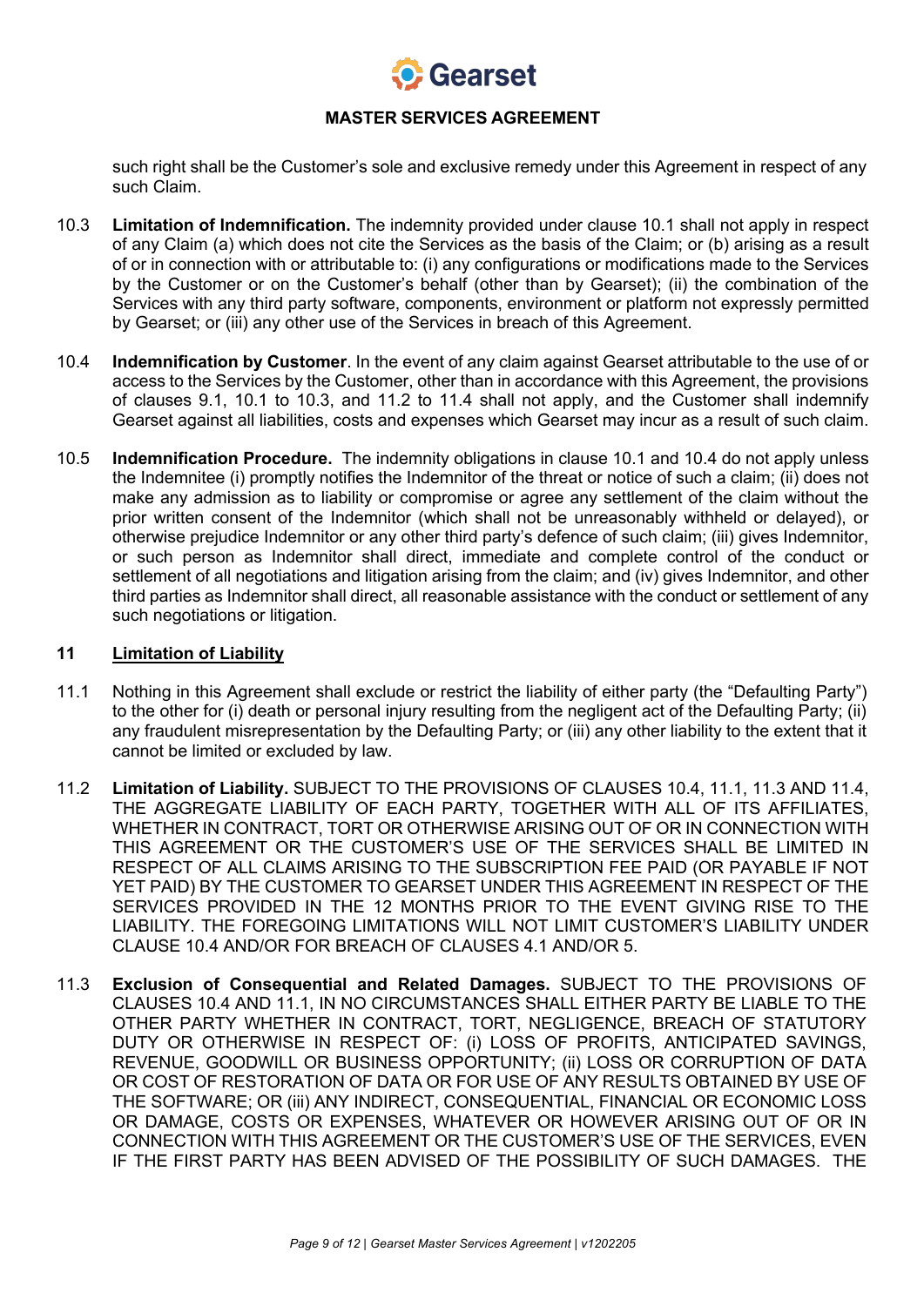such right shall be the Customer's sole and exclusive remedy under this Agreement in respect of any such Claim.

10.3 **Limitation of Indemnification.** The indemnity provided under clause 10.1 shall not apply in respect of any Claim (a) which does not cite the Services as the basis of the Claim; or (b) arising as a result of or in connection with or attributable to: (i) any configurations or modifications made to the Services by the Customer or on the Customer's behalf (other than by Gearset); (ii) the combination of the Services with any third party software, components, environment or platform not expressly permitted by Gearset; or (iii) any other use of the Services in breach of this Agreement.

10.4 **Indemnification by Customer**. In the event of any claim against Gearset attributable to the use of or access to the Services by the Customer, other than in accordance with this Agreement, the provisions of clauses 9.1, 10.1 to 10.3, and 11.2 to 11.4 shall not apply, and the Customer shall indemnify Gearset against all liabilities, costs and expenses which Gearset may incur as a result of such claim.

10.5 **Indemnification Procedure.** The indemnity obligations in clause 10.1 and 10.4 do not apply unless the Indemnitee (i) promptly notifies the Indemnitor of the threat or notice of such a claim; (ii) does not make any admission as to liability or compromise or agree any settlement of the claim without the prior written consent of the Indemnitor (which shall not be unreasonably withheld or delayed), or otherwise prejudice Indemnitor or any other third party's defence of such claim; (iii) gives Indemnitor, or such person as Indemnitor shall direct, immediate and complete control of the conduct or settlement of all negotiations and litigation arising from the claim; and (iv) gives Indemnitor, and other third parties as Indemnitor shall direct, all reasonable assistance with the conduct or settlement of any such negotiations or litigation.

## 11 Limitation of Liability

11.1 Nothing in this Agreement shall exclude or restrict the liability of either party (the "Defaulting Party") to the other for (i) death or personal injury resulting from the negligent act of the Defaulting Party; (ii) any fraudulent misrepresentation by the Defaulting Party; or (iii) any other liability to the extent that it cannot be limited or excluded by law.

11.2 **Limitation of Liability.** SUBJECT TO THE PROVISIONS OF CLAUSES 10.4, 11.1, 11.3 AND 11.4, THE AGGREGATE LIABILITY OF EACH PARTY, TOGETHER WITH ALL OF ITS AFFILIATES, WHETHER IN CONTRACT, TORT OR OTHERWISE ARISING OUT OF OR IN CONNECTION WITH THIS AGREEMENT OR THE CUSTOMER'S USE OF THE SERVICES SHALL BE LIMITED IN RESPECT OF ALL CLAIMS ARISING TO THE SUBSCRIPTION FEE PAID (OR PAYABLE IF NOT YET PAID) BY THE CUSTOMER TO GEARSET UNDER THIS AGREEMENT IN RESPECT OF THE SERVICES PROVIDED IN THE 12 MONTHS PRIOR TO THE EVENT GIVING RISE TO THE LIABILITY. THE FOREGOING LIMITATIONS WILL NOT LIMIT CUSTOMER'S LIABILITY UNDER CLAUSE 10.4 AND/OR FOR BREACH OF CLAUSES 4.1 AND/OR 5.

11.3 **Exclusion of Consequential and Related Damages.** SUBJECT TO THE PROVISIONS OF CLAUSES 10.4 AND 11.1, IN NO CIRCUMSTANCES SHALL EITHER PARTY BE LIABLE TO THE OTHER PARTY WHETHER IN CONTRACT, TORT, NEGLIGENCE, BREACH OF STATUTORY DUTY OR OTHERWISE IN RESPECT OF: (i) LOSS OF PROFITS, ANTICIPATED SAVINGS, REVENUE, GOODWILL OR BUSINESS OPPORTUNITY; (ii) LOSS OR CORRUPTION OF DATA OR COST OF RESTORATION OF DATA OR FOR USE OF ANY RESULTS OBTAINED BY USE OF THE SOFTWARE; OR (iii) ANY INDIRECT, CONSEQUENTIAL, FINANCIAL OR ECONOMIC LOSS OR DAMAGE, COSTS OR EXPENSES, WHATEVER OR HOWEVER ARISING OUT OF OR IN CONNECTION WITH THIS AGREEMENT OR THE CUSTOMER'S USE OF THE SERVICES, EVEN IF THE FIRST PARTY HAS BEEN ADVISED OF THE POSSIBILITY OF SUCH DAMAGES. THE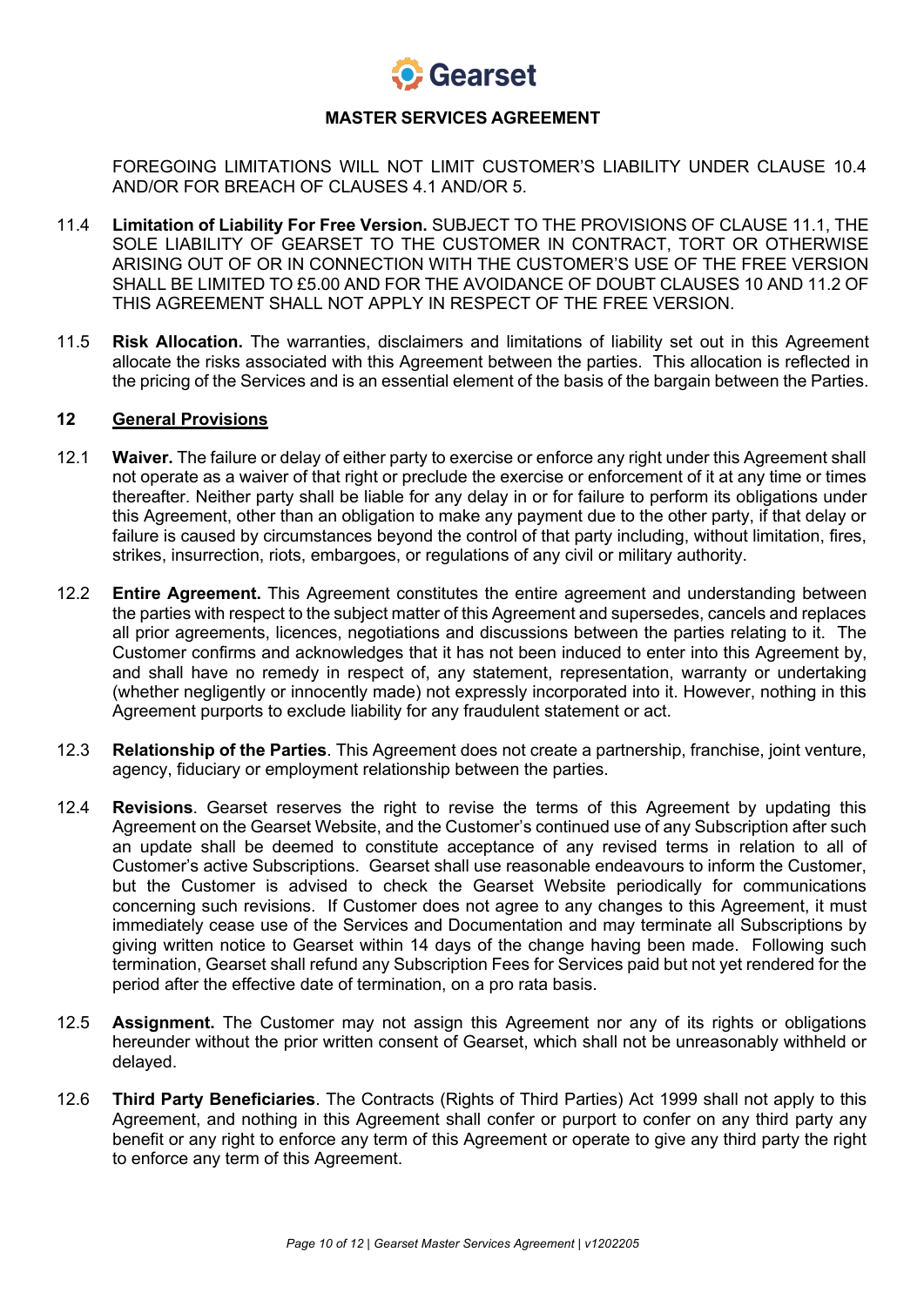FOREGOING LIMITATIONS WILL NOT LIMIT CUSTOMER'S LIABILITY UNDER CLAUSE 10.4 AND/OR FOR BREACH OF CLAUSES 4.1 AND/OR 5.

11.4 **Limitation of Liability For Free Version.** SUBJECT TO THE PROVISIONS OF CLAUSE 11.1, THE SOLE LIABILITY OF GEARSET TO THE CUSTOMER IN CONTRACT, TORT OR OTHERWISE ARISING OUT OF OR IN CONNECTION WITH THE CUSTOMER'S USE OF THE FREE VERSION SHALL BE LIMITED TO £5.00 AND FOR THE AVOIDANCE OF DOUBT CLAUSES 10 AND 11.2 OF THIS AGREEMENT SHALL NOT APPLY IN RESPECT OF THE FREE VERSION.

11.5 **Risk Allocation.** The warranties, disclaimers and limitations of liability set out in this Agreement allocate the risks associated with this Agreement between the parties. This allocation is reflected in the pricing of the Services and is an essential element of the basis of the bargain between the Parties.

## 12 General Provisions

12.1 **Waiver.** The failure or delay of either party to exercise or enforce any right under this Agreement shall not operate as a waiver of that right or preclude the exercise or enforcement of it at any time or times thereafter. Neither party shall be liable for any delay in or for failure to perform its obligations under this Agreement, other than an obligation to make any payment due to the other party, if that delay or failure is caused by circumstances beyond the control of that party including, without limitation, fires, strikes, insurrection, riots, embargoes, or regulations of any civil or military authority.

12.2 **Entire Agreement.** This Agreement constitutes the entire agreement and understanding between the parties with respect to the subject matter of this Agreement and supersedes, cancels and replaces all prior agreements, licences, negotiations and discussions between the parties relating to it. The Customer confirms and acknowledges that it has not been induced to enter into this Agreement by, and shall have no remedy in respect of, any statement, representation, warranty or undertaking (whether negligently or innocently made) not expressly incorporated into it. However, nothing in this Agreement purports to exclude liability for any fraudulent statement or act.

12.3 **Relationship of the Parties**. This Agreement does not create a partnership, franchise, joint venture, agency, fiduciary or employment relationship between the parties.

12.4 **Revisions**. Gearset reserves the right to revise the terms of this Agreement by updating this Agreement on the Gearset Website, and the Customer's continued use of any Subscription after such an update shall be deemed to constitute acceptance of any revised terms in relation to all of Customer's active Subscriptions. Gearset shall use reasonable endeavours to inform the Customer, but the Customer is advised to check the Gearset Website periodically for communications concerning such revisions. If Customer does not agree to any changes to this Agreement, it must immediately cease use of the Services and Documentation and may terminate all Subscriptions by giving written notice to Gearset within 14 days of the change having been made. Following such termination, Gearset shall refund any Subscription Fees for Services paid but not yet rendered for the period after the effective date of termination, on a pro rata basis.

12.5 **Assignment.** The Customer may not assign this Agreement nor any of its rights or obligations hereunder without the prior written consent of Gearset, which shall not be unreasonably withheld or delayed.

12.6 **Third Party Beneficiaries**. The Contracts (Rights of Third Parties) Act 1999 shall not apply to this Agreement, and nothing in this Agreement shall confer or purport to confer on any third party any benefit or any right to enforce any term of this Agreement or operate to give any third party the right to enforce any term of this Agreement.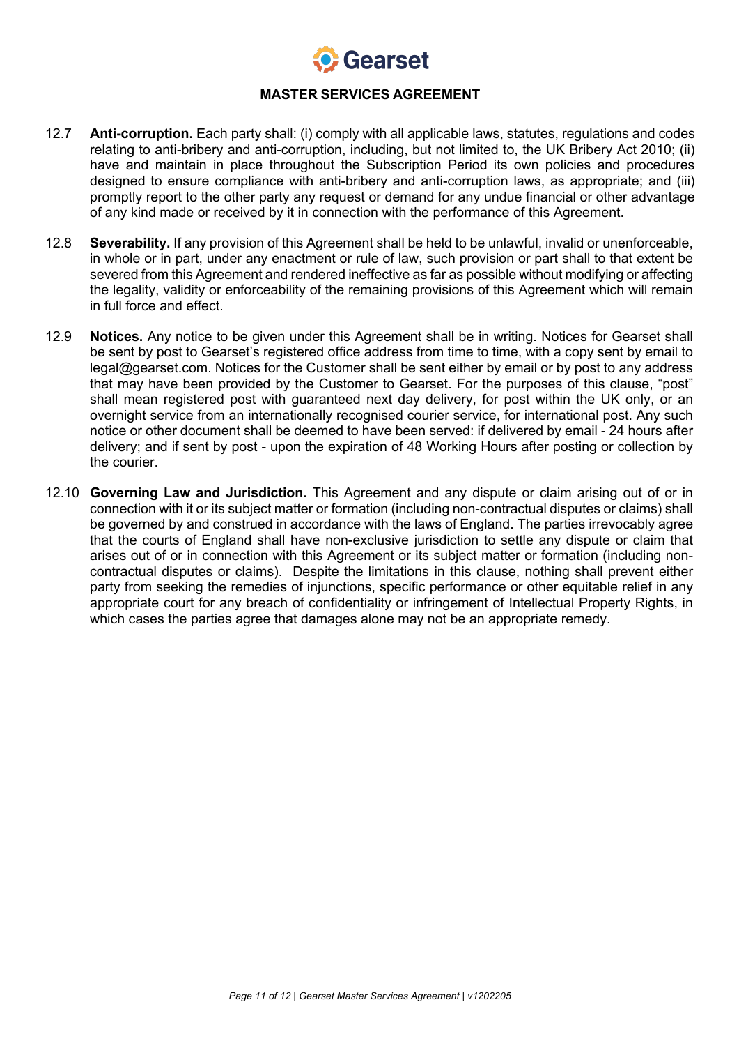**MASTER SERVICES AGREEMENT**

12.7 **Anti-corruption.** Each party shall: (i) comply with all applicable laws, statutes, regulations and codes relating to anti-bribery and anti-corruption, including, but not limited to, the UK Bribery Act 2010; (ii) have and maintain in place throughout the Subscription Period its own policies and procedures designed to ensure compliance with anti-bribery and anti-corruption laws, as appropriate; and (iii) promptly report to the other party any request or demand for any undue financial or other advantage of any kind made or received by it in connection with the performance of this Agreement.

12.8 **Severability.** If any provision of this Agreement shall be held to be unlawful, invalid or unenforceable, in whole or in part, under any enactment or rule of law, such provision or part shall to that extent be severed from this Agreement and rendered ineffective as far as possible without modifying or affecting the legality, validity or enforceability of the remaining provisions of this Agreement which will remain in full force and effect.

12.9 **Notices.** Any notice to be given under this Agreement shall be in writing. Notices for Gearset shall be sent by post to Gearset's registered office address from time to time, with a copy sent by email to legal@gearset.com. Notices for the Customer shall be sent either by email or by post to any address that may have been provided by the Customer to Gearset. For the purposes of this clause, "post" shall mean registered post with guaranteed next day delivery, for post within the UK only, or an overnight service from an internationally recognised courier service, for international post. Any such notice or other document shall be deemed to have been served: if delivered by email - 24 hours after delivery; and if sent by post - upon the expiration of 48 Working Hours after posting or collection by the courier.

12.10 **Governing Law and Jurisdiction.** This Agreement and any dispute or claim arising out of or in connection with it or its subject matter or formation (including non-contractual disputes or claims) shall be governed by and construed in accordance with the laws of England. The parties irrevocably agree that the courts of England shall have non-exclusive jurisdiction to settle any dispute or claim that arises out of or in connection with this Agreement or its subject matter or formation (including non-contractual disputes or claims). Despite the limitations in this clause, nothing shall prevent either party from seeking the remedies of injunctions, specific performance or other equitable relief in any appropriate court for any breach of confidentiality or infringement of Intellectual Property Rights, in which cases the parties agree that damages alone may not be an appropriate remedy.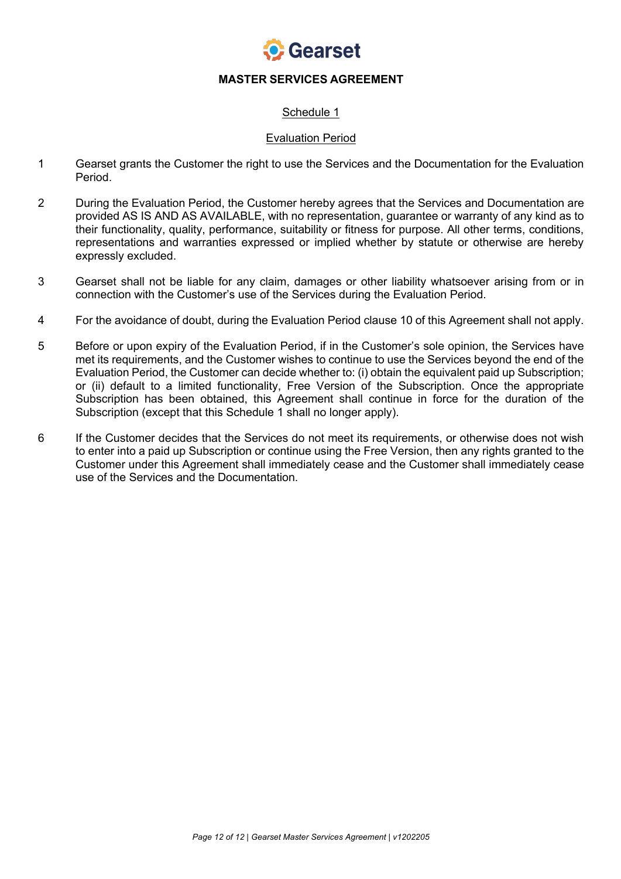Gearset

**MASTER SERVICES AGREEMENT**

Schedule 1

Evaluation Period

1. Gearset grants the Customer the right to use the Services and the Documentation for the Evaluation Period.

2. During the Evaluation Period, the Customer hereby agrees that the Services and Documentation are provided AS IS AND AS AVAILABLE, with no representation, guarantee or warranty of any kind as to their functionality, quality, performance, suitability or fitness for purpose. All other terms, conditions, representations and warranties expressed or implied whether by statute or otherwise are hereby expressly excluded.

3. Gearset shall not be liable for any claim, damages or other liability whatsoever arising from or in connection with the Customer's use of the Services during the Evaluation Period.

4. For the avoidance of doubt, during the Evaluation Period clause 10 of this Agreement shall not apply.

5. Before or upon expiry of the Evaluation Period, if in the Customer's sole opinion, the Services have met its requirements, and the Customer wishes to continue to use the Services beyond the end of the Evaluation Period, the Customer can decide whether to: (i) obtain the equivalent paid up Subscription; or (ii) default to a limited functionality, Free Version of the Subscription. Once the appropriate Subscription has been obtained, this Agreement shall continue in force for the duration of the Subscription (except that this Schedule 1 shall no longer apply).

6. If the Customer decides that the Services do not meet its requirements, or otherwise does not wish to enter into a paid up Subscription or continue using the Free Version, then any rights granted to the Customer under this Agreement shall immediately cease and the Customer shall immediately cease use of the Services and the Documentation.